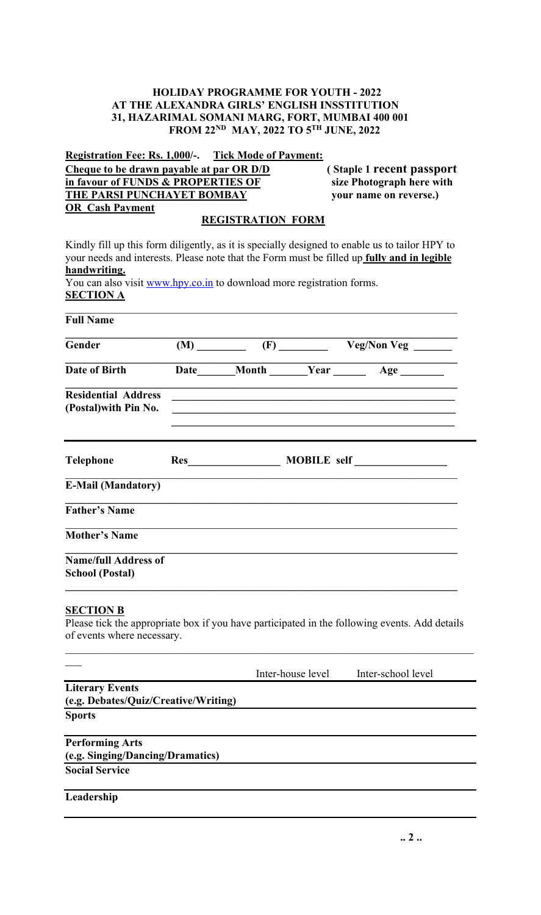**HOLIDAY PROGRAMME FOR YOUTH - 2022**
**AT THE ALEXANDRA GIRLS' ENGLISH INSSTITUTION**
**31, HAZARIMAL SOMANI MARG, FORT, MUMBAI 400 001**
**FROM 22ND MAY, 2022 TO 5TH JUNE, 2022**

**Registration Fee: Rs. 1,000/-.** **Tick Mode of Payment:**
**Cheque to be drawn payable at par OR D/D in favour of FUNDS & PROPERTIES OF THE PARSI PUNCHAYET BOMBAY**
**OR Cash Payment**

**( Staple 1 recent passport size Photograph here with your name on reverse.)**

## REGISTRATION FORM

Kindly fill up this form diligently, as it is specially designed to enable us to tailor HPY to your needs and interests. Please note that the Form must be filled up **fully and in legible handwriting.**

You can also visit www.hpy.co.in to download more registration forms.

**SECTION A**

**Full Name** ______________________________

**Gender** (M) ________ (F) ________ Veg/Non Veg ______

**Date of Birth** Date______Month ______Year ______ Age _______

**Residential Address (Postal)with Pin No.** ______________________________

**Telephone** Res________________ MOBILE self ________________

**E-Mail (Mandatory)** ______________________________

**Father's Name** ______________________________

**Mother's Name** ______________________________

**Name/full Address of School (Postal)** ______________________________

**SECTION B**

Please tick the appropriate box if you have participated in the following events. Add details of events where necessary.

| | Inter-house level | Inter-school level |
|---|---|---|
| **Literary Events (e.g. Debates/Quiz/Creative/Writing)** | | |
| **Sports** | | |
| **Performing Arts (e.g. Singing/Dancing/Dramatics)** | | |
| **Social Service** | | |
| **Leadership** | | |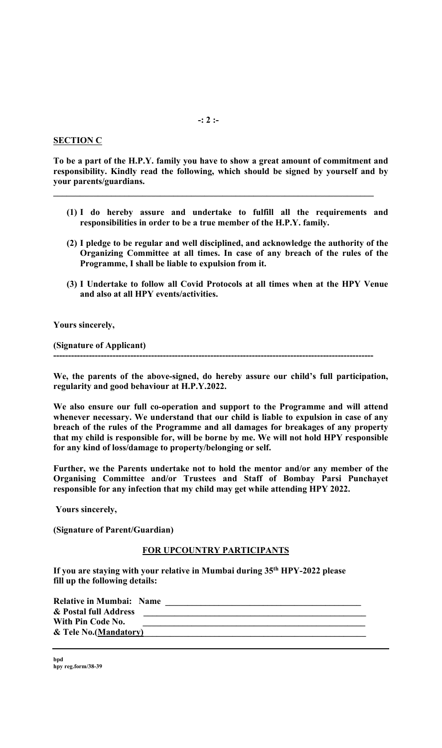**SECTION C**

**To be a part of the H.P.Y. family you have to show a great amount of commitment and responsibility. Kindly read the following, which should be signed by yourself and by your parents/guardians.**

---

1. **I do hereby assure and undertake to fulfill all the requirements and responsibilities in order to be a true member of the H.P.Y. family.**
2. **I pledge to be regular and well disciplined, and acknowledge the authority of the Organizing Committee at all times. In case of any breach of the rules of the Programme, I shall be liable to expulsion from it.**
3. **I Undertake to follow all Covid Protocols at all times when at the HPY Venue and also at all HPY events/activities.**

**Yours sincerely,**

**(Signature of Applicant)**

---

**We, the parents of the above-signed, do hereby assure our child's full participation, regularity and good behaviour at H.P.Y.2022.**

**We also ensure our full co-operation and support to the Programme and will attend whenever necessary. We understand that our child is liable to expulsion in case of any breach of the rules of the Programme and all damages for breakages of any property that my child is responsible for, will be borne by me. We will not hold HPY responsible for any kind of loss/damage to property/belonging or self.**

**Further, we the Parents undertake not to hold the mentor and/or any member of the Organising Committee and/or Trustees and Staff of Bombay Parsi Punchayet responsible for any infection that my child may get while attending HPY 2022.**

**Yours sincerely,**

**(Signature of Parent/Guardian)**

## FOR UPCOUNTRY PARTICIPANTS

**If you are staying with your relative in Mumbai during 35th HPY-2022 please fill up the following details:**

**Relative in Mumbai: Name** ______________________________

**& Postal full Address** ______________________________

**With Pin Code No.** ______________________________

**& Tele No.(Mandatory)** ______________________________

bpd
hpy reg.form/38-39